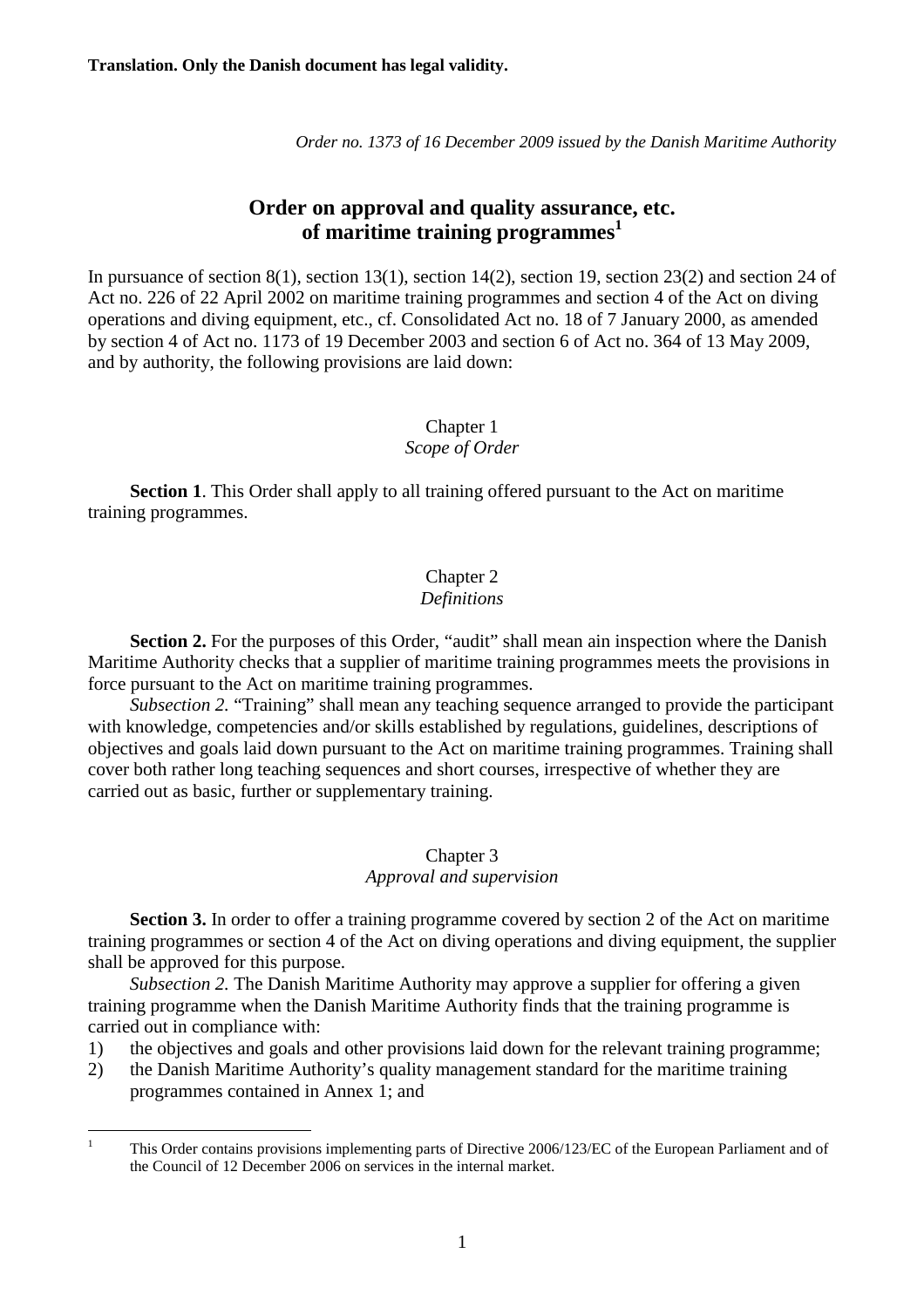**Translation. Only the Danish document has legal validity.**

*Order no. 1373 of 16 December 2009 issued by the Danish Maritime Authority*

# Order on approval and quality assurance, etc. of maritime training programmes[1]

In pursuance of section 8(1), section 13(1), section 14(2), section 19, section 23(2) and section 24 of Act no. 226 of 22 April 2002 on maritime training programmes and section 4 of the Act on diving operations and diving equipment, etc., cf. Consolidated Act no. 18 of 7 January 2000, as amended by section 4 of Act no. 1173 of 19 December 2003 and section 6 of Act no. 364 of 13 May 2009, and by authority, the following provisions are laid down:

## Chapter 1
*Scope of Order*

**Section 1**. This Order shall apply to all training offered pursuant to the Act on maritime training programmes.

## Chapter 2
*Definitions*

**Section 2.** For the purposes of this Order, "audit" shall mean ain inspection where the Danish Maritime Authority checks that a supplier of maritime training programmes meets the provisions in force pursuant to the Act on maritime training programmes.

*Subsection 2.* "Training" shall mean any teaching sequence arranged to provide the participant with knowledge, competencies and/or skills established by regulations, guidelines, descriptions of objectives and goals laid down pursuant to the Act on maritime training programmes. Training shall cover both rather long teaching sequences and short courses, irrespective of whether they are carried out as basic, further or supplementary training.

## Chapter 3
*Approval and supervision*

**Section 3.** In order to offer a training programme covered by section 2 of the Act on maritime training programmes or section 4 of the Act on diving operations and diving equipment, the supplier shall be approved for this purpose.

*Subsection 2.* The Danish Maritime Authority may approve a supplier for offering a given training programme when the Danish Maritime Authority finds that the training programme is carried out in compliance with:

1) the objectives and goals and other provisions laid down for the relevant training programme;
2) the Danish Maritime Authority's quality management standard for the maritime training programmes contained in Annex 1; and

---

[1] This Order contains provisions implementing parts of Directive 2006/123/EC of the European Parliament and of the Council of 12 December 2006 on services in the internal market.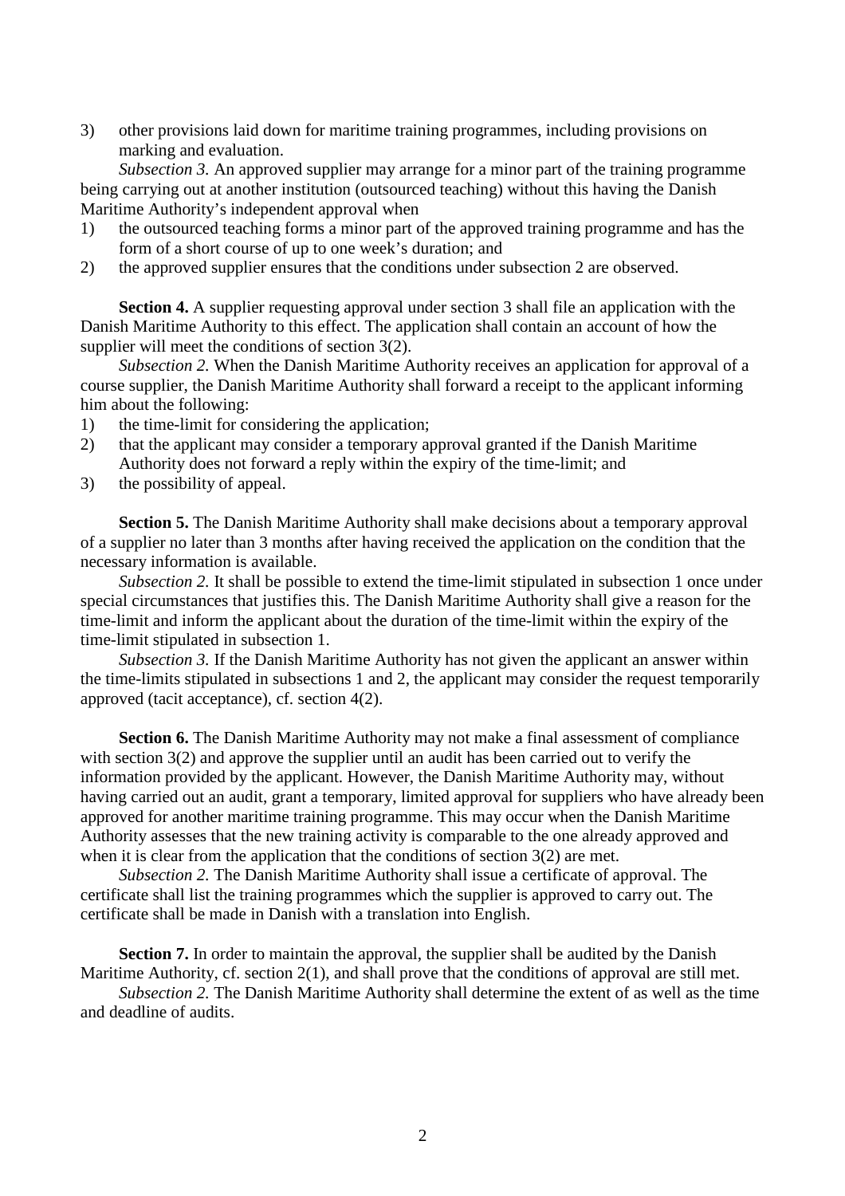3) other provisions laid down for maritime training programmes, including provisions on marking and evaluation.

*Subsection 3.* An approved supplier may arrange for a minor part of the training programme being carrying out at another institution (outsourced teaching) without this having the Danish Maritime Authority's independent approval when

1) the outsourced teaching forms a minor part of the approved training programme and has the form of a short course of up to one week's duration; and
2) the approved supplier ensures that the conditions under subsection 2 are observed.

**Section 4.** A supplier requesting approval under section 3 shall file an application with the Danish Maritime Authority to this effect. The application shall contain an account of how the supplier will meet the conditions of section 3(2).

*Subsection 2.* When the Danish Maritime Authority receives an application for approval of a course supplier, the Danish Maritime Authority shall forward a receipt to the applicant informing him about the following:

1) the time-limit for considering the application;
2) that the applicant may consider a temporary approval granted if the Danish Maritime Authority does not forward a reply within the expiry of the time-limit; and
3) the possibility of appeal.

**Section 5.** The Danish Maritime Authority shall make decisions about a temporary approval of a supplier no later than 3 months after having received the application on the condition that the necessary information is available.

*Subsection 2.* It shall be possible to extend the time-limit stipulated in subsection 1 once under special circumstances that justifies this. The Danish Maritime Authority shall give a reason for the time-limit and inform the applicant about the duration of the time-limit within the expiry of the time-limit stipulated in subsection 1.

*Subsection 3.* If the Danish Maritime Authority has not given the applicant an answer within the time-limits stipulated in subsections 1 and 2, the applicant may consider the request temporarily approved (tacit acceptance), cf. section 4(2).

**Section 6.** The Danish Maritime Authority may not make a final assessment of compliance with section 3(2) and approve the supplier until an audit has been carried out to verify the information provided by the applicant. However, the Danish Maritime Authority may, without having carried out an audit, grant a temporary, limited approval for suppliers who have already been approved for another maritime training programme. This may occur when the Danish Maritime Authority assesses that the new training activity is comparable to the one already approved and when it is clear from the application that the conditions of section 3(2) are met.

*Subsection 2.* The Danish Maritime Authority shall issue a certificate of approval. The certificate shall list the training programmes which the supplier is approved to carry out. The certificate shall be made in Danish with a translation into English.

**Section 7.** In order to maintain the approval, the supplier shall be audited by the Danish Maritime Authority, cf. section 2(1), and shall prove that the conditions of approval are still met.

*Subsection 2.* The Danish Maritime Authority shall determine the extent of as well as the time and deadline of audits.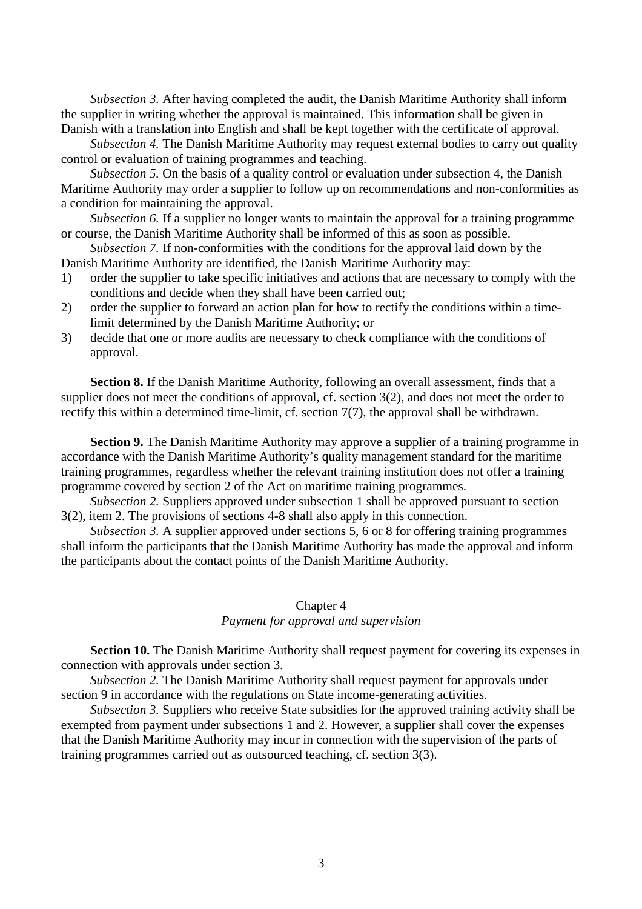*Subsection 3.* After having completed the audit, the Danish Maritime Authority shall inform the supplier in writing whether the approval is maintained. This information shall be given in Danish with a translation into English and shall be kept together with the certificate of approval.

*Subsection 4.* The Danish Maritime Authority may request external bodies to carry out quality control or evaluation of training programmes and teaching.

*Subsection 5.* On the basis of a quality control or evaluation under subsection 4, the Danish Maritime Authority may order a supplier to follow up on recommendations and non-conformities as a condition for maintaining the approval.

*Subsection 6.* If a supplier no longer wants to maintain the approval for a training programme or course, the Danish Maritime Authority shall be informed of this as soon as possible.

*Subsection 7.* If non-conformities with the conditions for the approval laid down by the Danish Maritime Authority are identified, the Danish Maritime Authority may:

1) order the supplier to take specific initiatives and actions that are necessary to comply with the conditions and decide when they shall have been carried out;
2) order the supplier to forward an action plan for how to rectify the conditions within a time-limit determined by the Danish Maritime Authority; or
3) decide that one or more audits are necessary to check compliance with the conditions of approval.

**Section 8.** If the Danish Maritime Authority, following an overall assessment, finds that a supplier does not meet the conditions of approval, cf. section 3(2), and does not meet the order to rectify this within a determined time-limit, cf. section 7(7), the approval shall be withdrawn.

**Section 9.** The Danish Maritime Authority may approve a supplier of a training programme in accordance with the Danish Maritime Authority's quality management standard for the maritime training programmes, regardless whether the relevant training institution does not offer a training programme covered by section 2 of the Act on maritime training programmes.

*Subsection 2.* Suppliers approved under subsection 1 shall be approved pursuant to section 3(2), item 2. The provisions of sections 4-8 shall also apply in this connection.

*Subsection 3.* A supplier approved under sections 5, 6 or 8 for offering training programmes shall inform the participants that the Danish Maritime Authority has made the approval and inform the participants about the contact points of the Danish Maritime Authority.

## Chapter 4
### *Payment for approval and supervision*

**Section 10.** The Danish Maritime Authority shall request payment for covering its expenses in connection with approvals under section 3.

*Subsection 2.* The Danish Maritime Authority shall request payment for approvals under section 9 in accordance with the regulations on State income-generating activities.

*Subsection 3.* Suppliers who receive State subsidies for the approved training activity shall be exempted from payment under subsections 1 and 2. However, a supplier shall cover the expenses that the Danish Maritime Authority may incur in connection with the supervision of the parts of training programmes carried out as outsourced teaching, cf. section 3(3).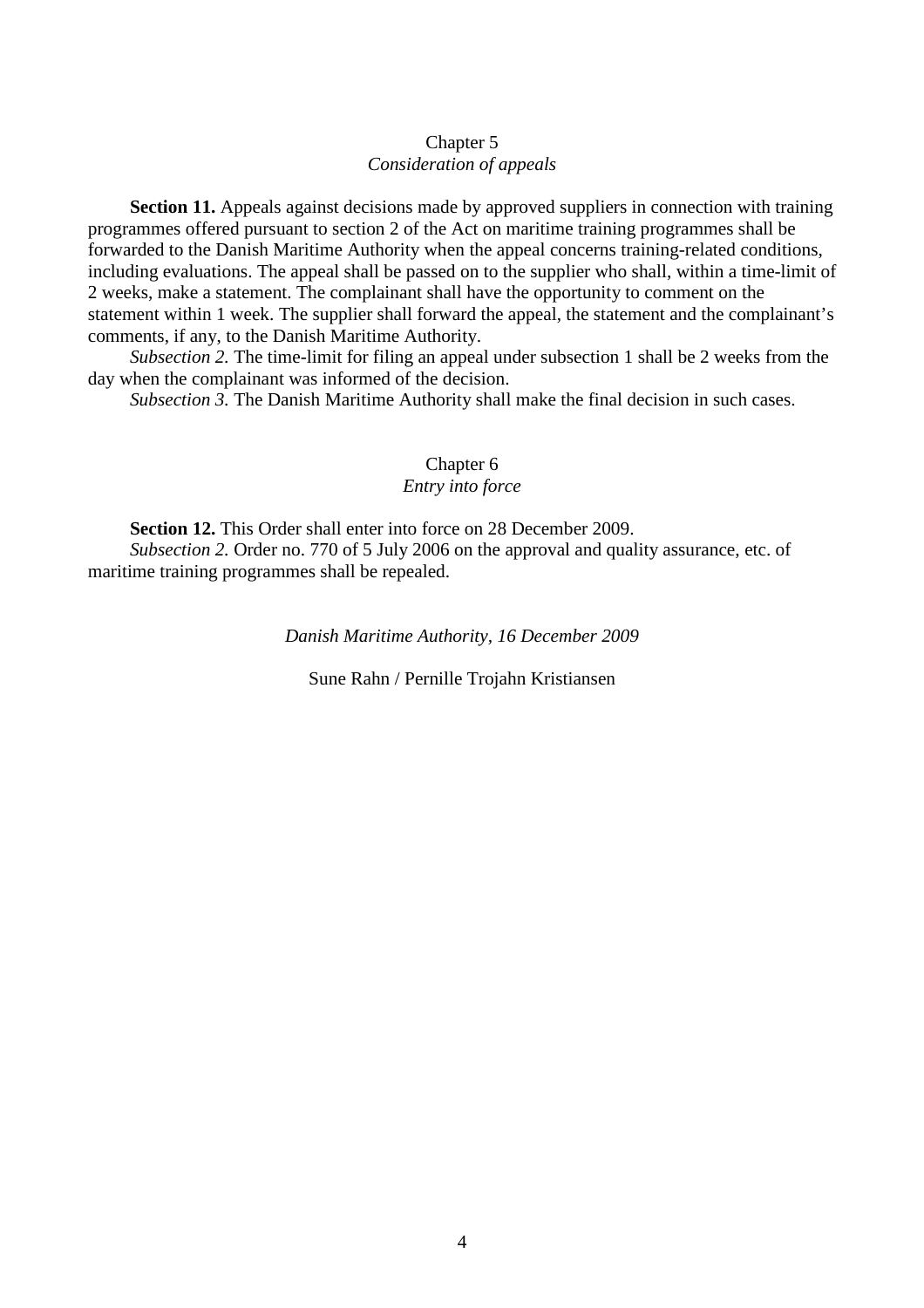## Chapter 5
### *Consideration of appeals*

**Section 11.** Appeals against decisions made by approved suppliers in connection with training programmes offered pursuant to section 2 of the Act on maritime training programmes shall be forwarded to the Danish Maritime Authority when the appeal concerns training-related conditions, including evaluations. The appeal shall be passed on to the supplier who shall, within a time-limit of 2 weeks, make a statement. The complainant shall have the opportunity to comment on the statement within 1 week. The supplier shall forward the appeal, the statement and the complainant's comments, if any, to the Danish Maritime Authority.

*Subsection 2.* The time-limit for filing an appeal under subsection 1 shall be 2 weeks from the day when the complainant was informed of the decision.

*Subsection 3.* The Danish Maritime Authority shall make the final decision in such cases.

## Chapter 6
### *Entry into force*

**Section 12.** This Order shall enter into force on 28 December 2009.

*Subsection 2.* Order no. 770 of 5 July 2006 on the approval and quality assurance, etc. of maritime training programmes shall be repealed.

*Danish Maritime Authority, 16 December 2009*

Sune Rahn / Pernille Trojahn Kristiansen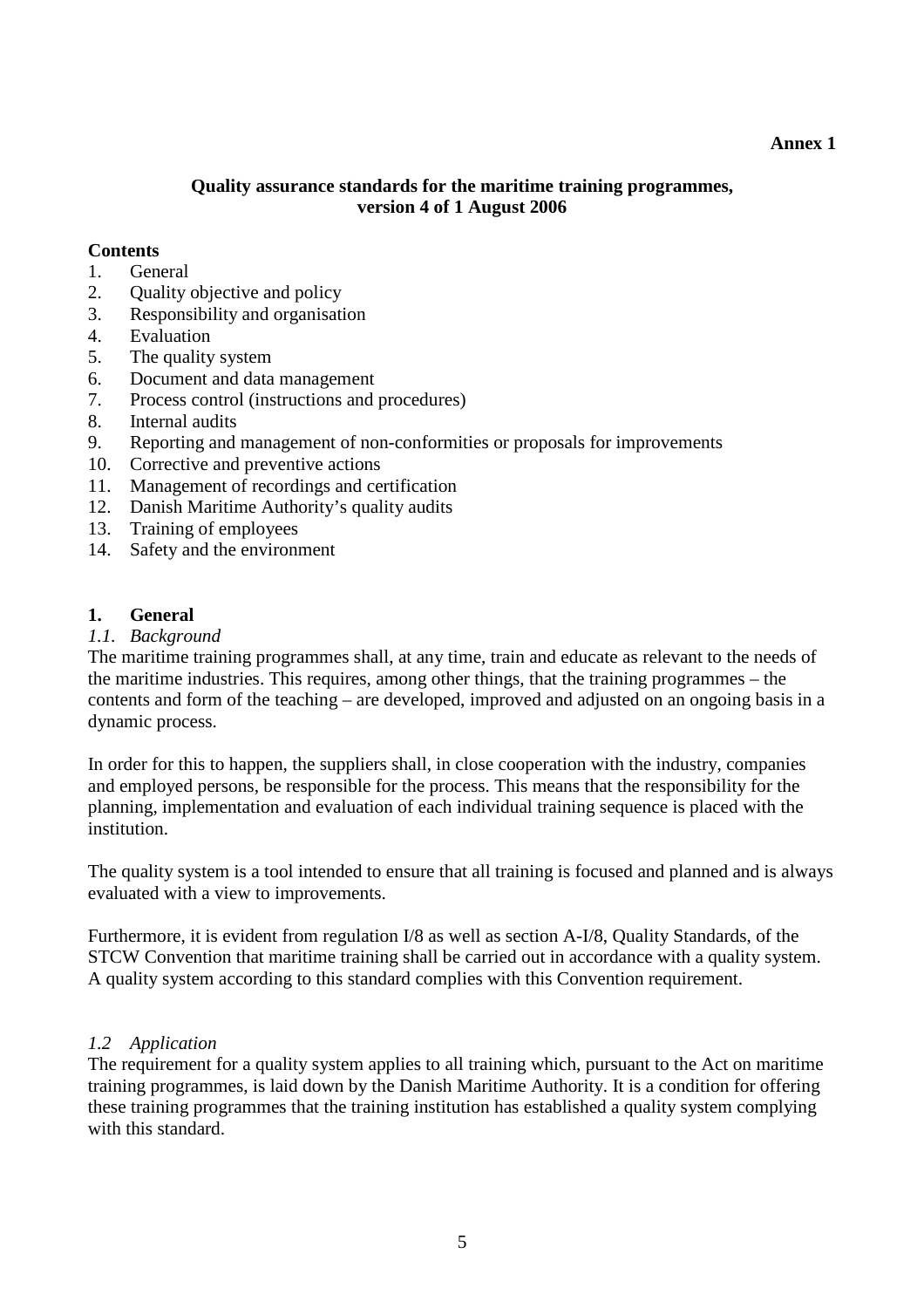**Annex 1**

## Quality assurance standards for the maritime training programmes, version 4 of 1 August 2006

**Contents**

1. General
2. Quality objective and policy
3. Responsibility and organisation
4. Evaluation
5. The quality system
6. Document and data management
7. Process control (instructions and procedures)
8. Internal audits
9. Reporting and management of non-conformities or proposals for improvements
10. Corrective and preventive actions
11. Management of recordings and certification
12. Danish Maritime Authority's quality audits
13. Training of employees
14. Safety and the environment

### 1. General

*1.1. Background*

The maritime training programmes shall, at any time, train and educate as relevant to the needs of the maritime industries. This requires, among other things, that the training programmes – the contents and form of the teaching – are developed, improved and adjusted on an ongoing basis in a dynamic process.

In order for this to happen, the suppliers shall, in close cooperation with the industry, companies and employed persons, be responsible for the process. This means that the responsibility for the planning, implementation and evaluation of each individual training sequence is placed with the institution.

The quality system is a tool intended to ensure that all training is focused and planned and is always evaluated with a view to improvements.

Furthermore, it is evident from regulation I/8 as well as section A-I/8, Quality Standards, of the STCW Convention that maritime training shall be carried out in accordance with a quality system. A quality system according to this standard complies with this Convention requirement.

*1.2 Application*

The requirement for a quality system applies to all training which, pursuant to the Act on maritime training programmes, is laid down by the Danish Maritime Authority. It is a condition for offering these training programmes that the training institution has established a quality system complying with this standard.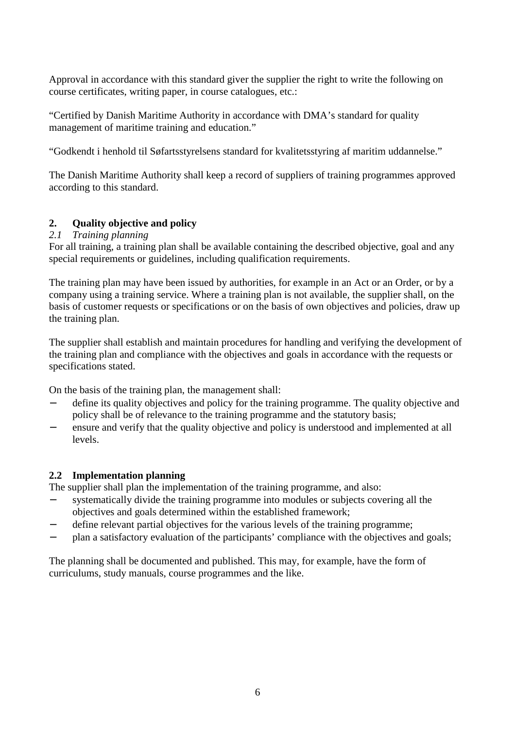Approval in accordance with this standard giver the supplier the right to write the following on course certificates, writing paper, in course catalogues, etc.:

“Certified by Danish Maritime Authority in accordance with DMA’s standard for quality management of maritime training and education.”

“Godkendt i henhold til Søfartsstyrelsens standard for kvalitetsstyring af maritim uddannelse.”

The Danish Maritime Authority shall keep a record of suppliers of training programmes approved according to this standard.

## 2. Quality objective and policy

### *2.1 Training planning*

For all training, a training plan shall be available containing the described objective, goal and any special requirements or guidelines, including qualification requirements.

The training plan may have been issued by authorities, for example in an Act or an Order, or by a company using a training service. Where a training plan is not available, the supplier shall, on the basis of customer requests or specifications or on the basis of own objectives and policies, draw up the training plan.

The supplier shall establish and maintain procedures for handling and verifying the development of the training plan and compliance with the objectives and goals in accordance with the requests or specifications stated.

On the basis of the training plan, the management shall:

- define its quality objectives and policy for the training programme. The quality objective and policy shall be of relevance to the training programme and the statutory basis;
- ensure and verify that the quality objective and policy is understood and implemented at all levels.

### 2.2 Implementation planning

The supplier shall plan the implementation of the training programme, and also:

- systematically divide the training programme into modules or subjects covering all the objectives and goals determined within the established framework;
- define relevant partial objectives for the various levels of the training programme;
- plan a satisfactory evaluation of the participants’ compliance with the objectives and goals;

The planning shall be documented and published. This may, for example, have the form of curriculums, study manuals, course programmes and the like.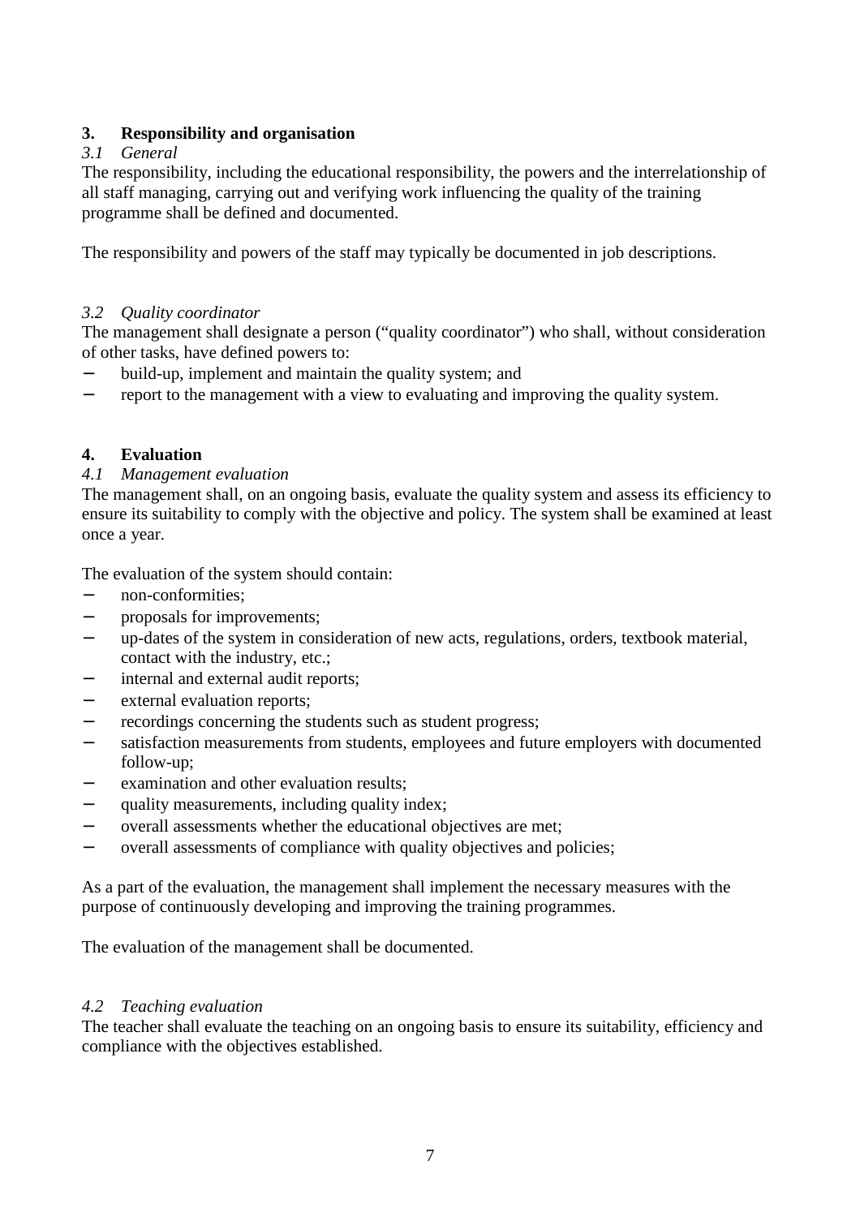## 3. Responsibility and organisation

### *3.1 General*

The responsibility, including the educational responsibility, the powers and the interrelationship of all staff managing, carrying out and verifying work influencing the quality of the training programme shall be defined and documented.

The responsibility and powers of the staff may typically be documented in job descriptions.

### *3.2 Quality coordinator*

The management shall designate a person ("quality coordinator") who shall, without consideration of other tasks, have defined powers to:

- build-up, implement and maintain the quality system; and
- report to the management with a view to evaluating and improving the quality system.

## 4. Evaluation

### *4.1 Management evaluation*

The management shall, on an ongoing basis, evaluate the quality system and assess its efficiency to ensure its suitability to comply with the objective and policy. The system shall be examined at least once a year.

The evaluation of the system should contain:

- non-conformities;
- proposals for improvements;
- up-dates of the system in consideration of new acts, regulations, orders, textbook material, contact with the industry, etc.;
- internal and external audit reports;
- external evaluation reports;
- recordings concerning the students such as student progress;
- satisfaction measurements from students, employees and future employers with documented follow-up;
- examination and other evaluation results;
- quality measurements, including quality index;
- overall assessments whether the educational objectives are met;
- overall assessments of compliance with quality objectives and policies;

As a part of the evaluation, the management shall implement the necessary measures with the purpose of continuously developing and improving the training programmes.

The evaluation of the management shall be documented.

### *4.2 Teaching evaluation*

The teacher shall evaluate the teaching on an ongoing basis to ensure its suitability, efficiency and compliance with the objectives established.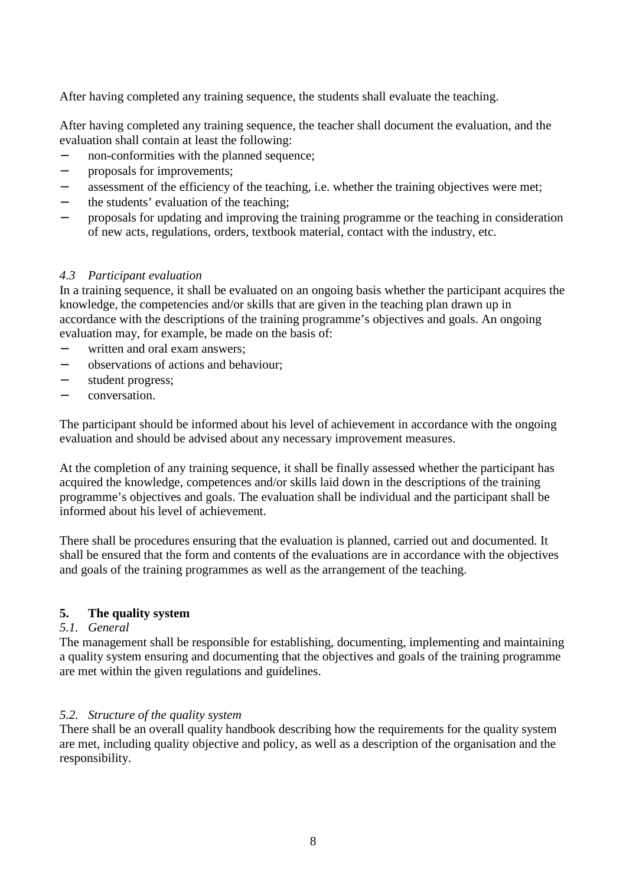After having completed any training sequence, the students shall evaluate the teaching.

After having completed any training sequence, the teacher shall document the evaluation, and the evaluation shall contain at least the following:

- non-conformities with the planned sequence;
- proposals for improvements;
- assessment of the efficiency of the teaching, i.e. whether the training objectives were met;
- the students' evaluation of the teaching;
- proposals for updating and improving the training programme or the teaching in consideration of new acts, regulations, orders, textbook material, contact with the industry, etc.

### *4.3 Participant evaluation*

In a training sequence, it shall be evaluated on an ongoing basis whether the participant acquires the knowledge, the competencies and/or skills that are given in the teaching plan drawn up in accordance with the descriptions of the training programme's objectives and goals. An ongoing evaluation may, for example, be made on the basis of:

- written and oral exam answers;
- observations of actions and behaviour;
- student progress;
- conversation.

The participant should be informed about his level of achievement in accordance with the ongoing evaluation and should be advised about any necessary improvement measures.

At the completion of any training sequence, it shall be finally assessed whether the participant has acquired the knowledge, competences and/or skills laid down in the descriptions of the training programme's objectives and goals. The evaluation shall be individual and the participant shall be informed about his level of achievement.

There shall be procedures ensuring that the evaluation is planned, carried out and documented. It shall be ensured that the form and contents of the evaluations are in accordance with the objectives and goals of the training programmes as well as the arrangement of the teaching.

## **5. The quality system**

### *5.1. General*

The management shall be responsible for establishing, documenting, implementing and maintaining a quality system ensuring and documenting that the objectives and goals of the training programme are met within the given regulations and guidelines.

### *5.2. Structure of the quality system*

There shall be an overall quality handbook describing how the requirements for the quality system are met, including quality objective and policy, as well as a description of the organisation and the responsibility.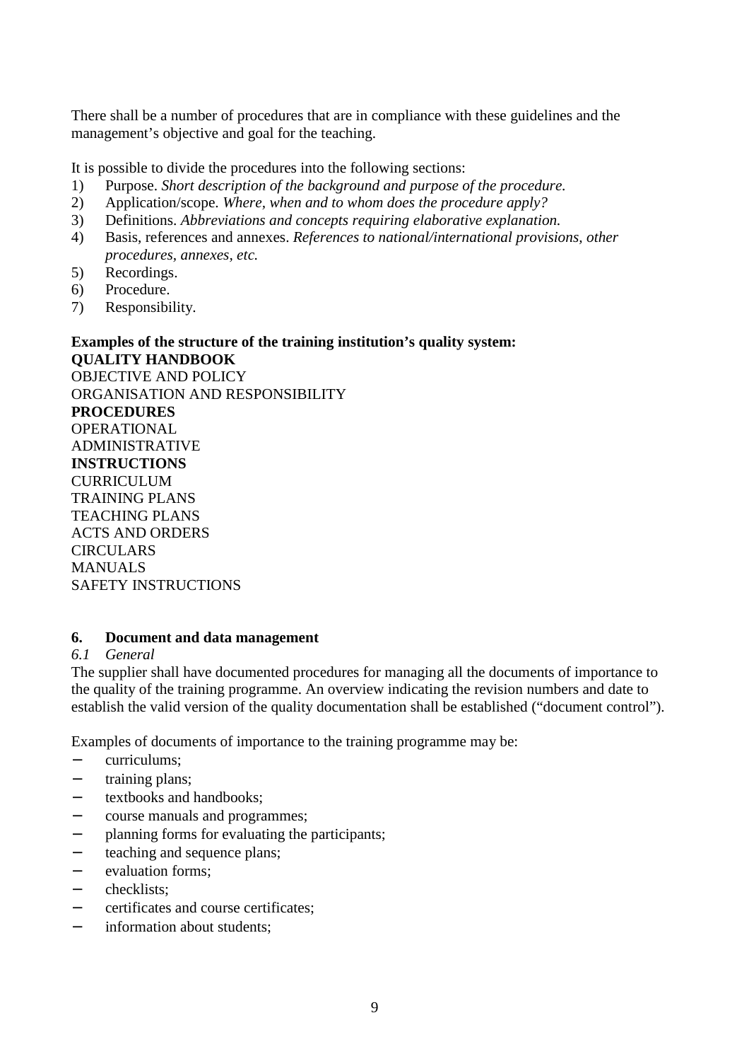There shall be a number of procedures that are in compliance with these guidelines and the management's objective and goal for the teaching.

It is possible to divide the procedures into the following sections:

1) Purpose. *Short description of the background and purpose of the procedure.*
2) Application/scope. *Where, when and to whom does the procedure apply?*
3) Definitions. *Abbreviations and concepts requiring elaborative explanation.*
4) Basis, references and annexes. *References to national/international provisions, other procedures, annexes, etc.*
5) Recordings.
6) Procedure.
7) Responsibility.

**Examples of the structure of the training institution's quality system:**
**QUALITY HANDBOOK**
OBJECTIVE AND POLICY
ORGANISATION AND RESPONSIBILITY
**PROCEDURES**
OPERATIONAL
ADMINISTRATIVE
**INSTRUCTIONS**
CURRICULUM
TRAINING PLANS
TEACHING PLANS
ACTS AND ORDERS
CIRCULARS
MANUALS
SAFETY INSTRUCTIONS

## 6. Document and data management

*6.1 General*

The supplier shall have documented procedures for managing all the documents of importance to the quality of the training programme. An overview indicating the revision numbers and date to establish the valid version of the quality documentation shall be established ("document control").

Examples of documents of importance to the training programme may be:

- curriculums;
- training plans;
- textbooks and handbooks;
- course manuals and programmes;
- planning forms for evaluating the participants;
- teaching and sequence plans;
- evaluation forms;
- checklists;
- certificates and course certificates;
- information about students;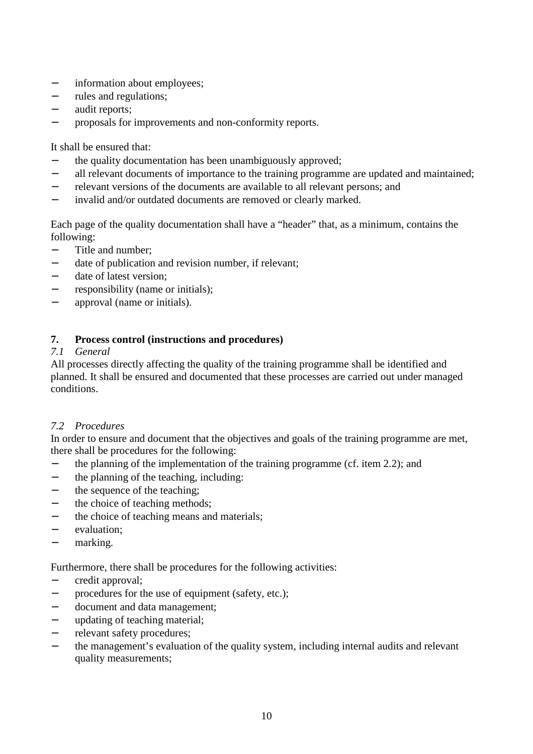- information about employees;
- rules and regulations;
- audit reports;
- proposals for improvements and non-conformity reports.

It shall be ensured that:

- the quality documentation has been unambiguously approved;
- all relevant documents of importance to the training programme are updated and maintained;
- relevant versions of the documents are available to all relevant persons; and
- invalid and/or outdated documents are removed or clearly marked.

Each page of the quality documentation shall have a "header" that, as a minimum, contains the following:

- Title and number;
- date of publication and revision number, if relevant;
- date of latest version;
- responsibility (name or initials);
- approval (name or initials).

## 7. Process control (instructions and procedures)

### *7.1 General*

All processes directly affecting the quality of the training programme shall be identified and planned. It shall be ensured and documented that these processes are carried out under managed conditions.

### *7.2 Procedures*

In order to ensure and document that the objectives and goals of the training programme are met, there shall be procedures for the following:

- the planning of the implementation of the training programme (cf. item 2.2); and
- the planning of the teaching, including:
- the sequence of the teaching;
- the choice of teaching methods;
- the choice of teaching means and materials;
- evaluation;
- marking.

Furthermore, there shall be procedures for the following activities:

- credit approval;
- procedures for the use of equipment (safety, etc.);
- document and data management;
- updating of teaching material;
- relevant safety procedures;
- the management's evaluation of the quality system, including internal audits and relevant quality measurements;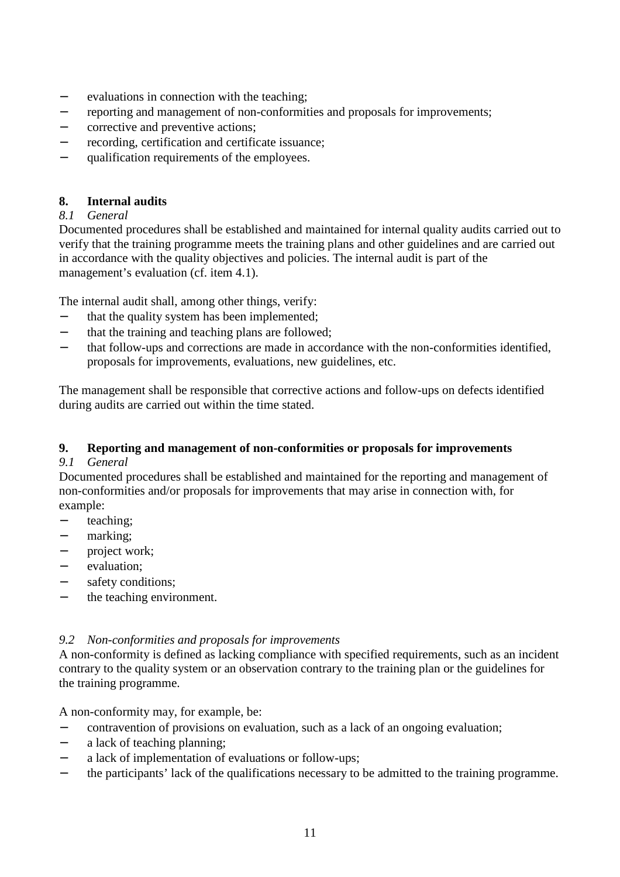- evaluations in connection with the teaching;
- reporting and management of non-conformities and proposals for improvements;
- corrective and preventive actions;
- recording, certification and certificate issuance;
- qualification requirements of the employees.

## 8. Internal audits

### *8.1 General*

Documented procedures shall be established and maintained for internal quality audits carried out to verify that the training programme meets the training plans and other guidelines and are carried out in accordance with the quality objectives and policies. The internal audit is part of the management's evaluation (cf. item 4.1).

The internal audit shall, among other things, verify:

- that the quality system has been implemented;
- that the training and teaching plans are followed;
- that follow-ups and corrections are made in accordance with the non-conformities identified, proposals for improvements, evaluations, new guidelines, etc.

The management shall be responsible that corrective actions and follow-ups on defects identified during audits are carried out within the time stated.

## 9. Reporting and management of non-conformities or proposals for improvements

### *9.1 General*

Documented procedures shall be established and maintained for the reporting and management of non-conformities and/or proposals for improvements that may arise in connection with, for example:

- teaching;
- marking;
- project work;
- evaluation;
- safety conditions;
- the teaching environment.

### *9.2 Non-conformities and proposals for improvements*

A non-conformity is defined as lacking compliance with specified requirements, such as an incident contrary to the quality system or an observation contrary to the training plan or the guidelines for the training programme.

A non-conformity may, for example, be:

- contravention of provisions on evaluation, such as a lack of an ongoing evaluation;
- a lack of teaching planning;
- a lack of implementation of evaluations or follow-ups;
- the participants' lack of the qualifications necessary to be admitted to the training programme.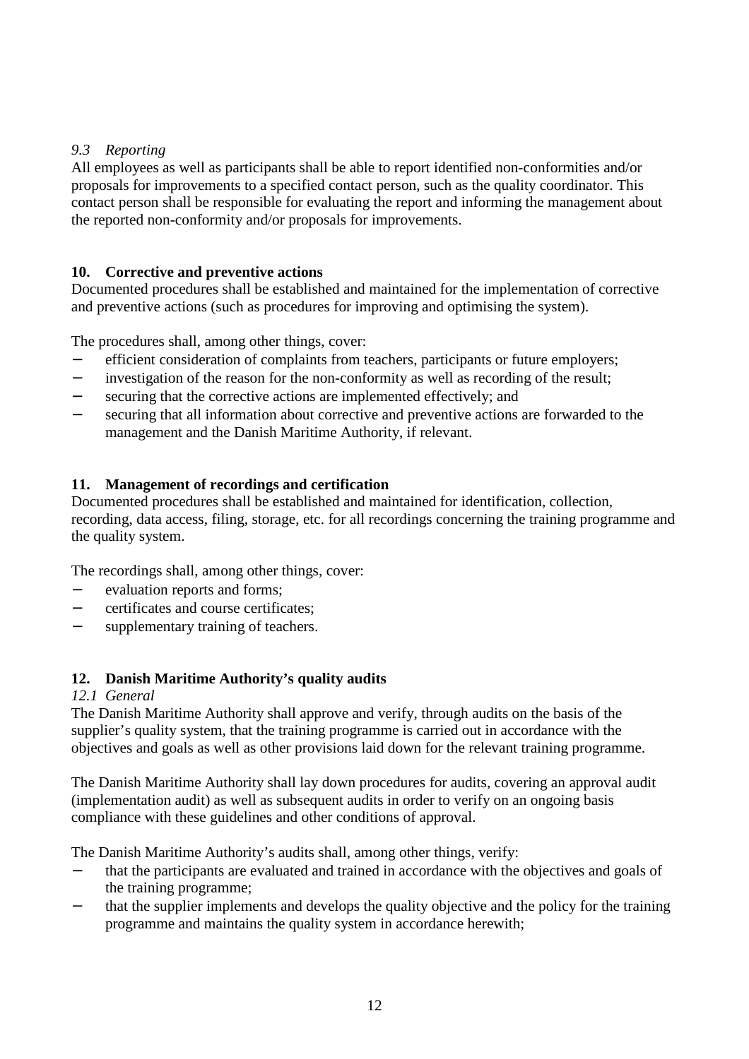### *9.3 Reporting*

All employees as well as participants shall be able to report identified non-conformities and/or proposals for improvements to a specified contact person, such as the quality coordinator. This contact person shall be responsible for evaluating the report and informing the management about the reported non-conformity and/or proposals for improvements.

## 10. Corrective and preventive actions

Documented procedures shall be established and maintained for the implementation of corrective and preventive actions (such as procedures for improving and optimising the system).

The procedures shall, among other things, cover:

- efficient consideration of complaints from teachers, participants or future employers;
- investigation of the reason for the non-conformity as well as recording of the result;
- securing that the corrective actions are implemented effectively; and
- securing that all information about corrective and preventive actions are forwarded to the management and the Danish Maritime Authority, if relevant.

## 11. Management of recordings and certification

Documented procedures shall be established and maintained for identification, collection, recording, data access, filing, storage, etc. for all recordings concerning the training programme and the quality system.

The recordings shall, among other things, cover:

- evaluation reports and forms;
- certificates and course certificates;
- supplementary training of teachers.

## 12. Danish Maritime Authority's quality audits

### *12.1 General*

The Danish Maritime Authority shall approve and verify, through audits on the basis of the supplier's quality system, that the training programme is carried out in accordance with the objectives and goals as well as other provisions laid down for the relevant training programme.

The Danish Maritime Authority shall lay down procedures for audits, covering an approval audit (implementation audit) as well as subsequent audits in order to verify on an ongoing basis compliance with these guidelines and other conditions of approval.

The Danish Maritime Authority's audits shall, among other things, verify:

- that the participants are evaluated and trained in accordance with the objectives and goals of the training programme;
- that the supplier implements and develops the quality objective and the policy for the training programme and maintains the quality system in accordance herewith;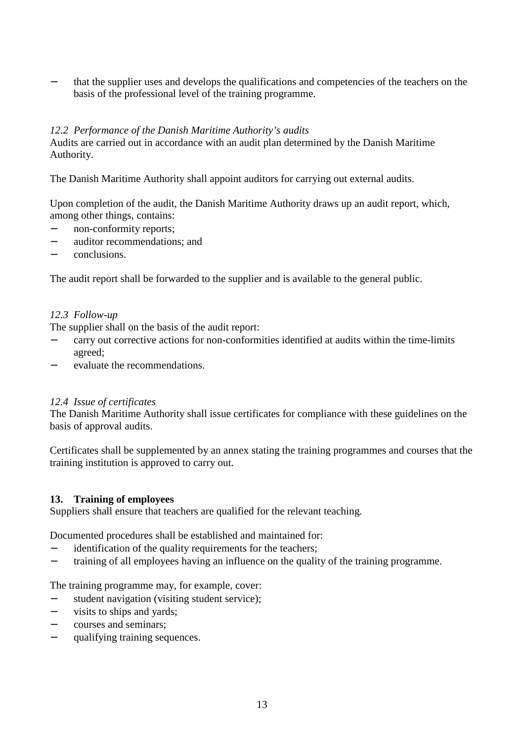- that the supplier uses and develops the qualifications and competencies of the teachers on the basis of the professional level of the training programme.

*12.2 Performance of the Danish Maritime Authority's audits*

Audits are carried out in accordance with an audit plan determined by the Danish Maritime Authority.

The Danish Maritime Authority shall appoint auditors for carrying out external audits.

Upon completion of the audit, the Danish Maritime Authority draws up an audit report, which, among other things, contains:

- non-conformity reports;
- auditor recommendations; and
- conclusions.

The audit report shall be forwarded to the supplier and is available to the general public.

*12.3 Follow-up*

The supplier shall on the basis of the audit report:

- carry out corrective actions for non-conformities identified at audits within the time-limits agreed;
- evaluate the recommendations.

*12.4 Issue of certificates*

The Danish Maritime Authority shall issue certificates for compliance with these guidelines on the basis of approval audits.

Certificates shall be supplemented by an annex stating the training programmes and courses that the training institution is approved to carry out.

## 13. Training of employees

Suppliers shall ensure that teachers are qualified for the relevant teaching.

Documented procedures shall be established and maintained for:

- identification of the quality requirements for the teachers;
- training of all employees having an influence on the quality of the training programme.

The training programme may, for example, cover:

- student navigation (visiting student service);
- visits to ships and yards;
- courses and seminars;
- qualifying training sequences.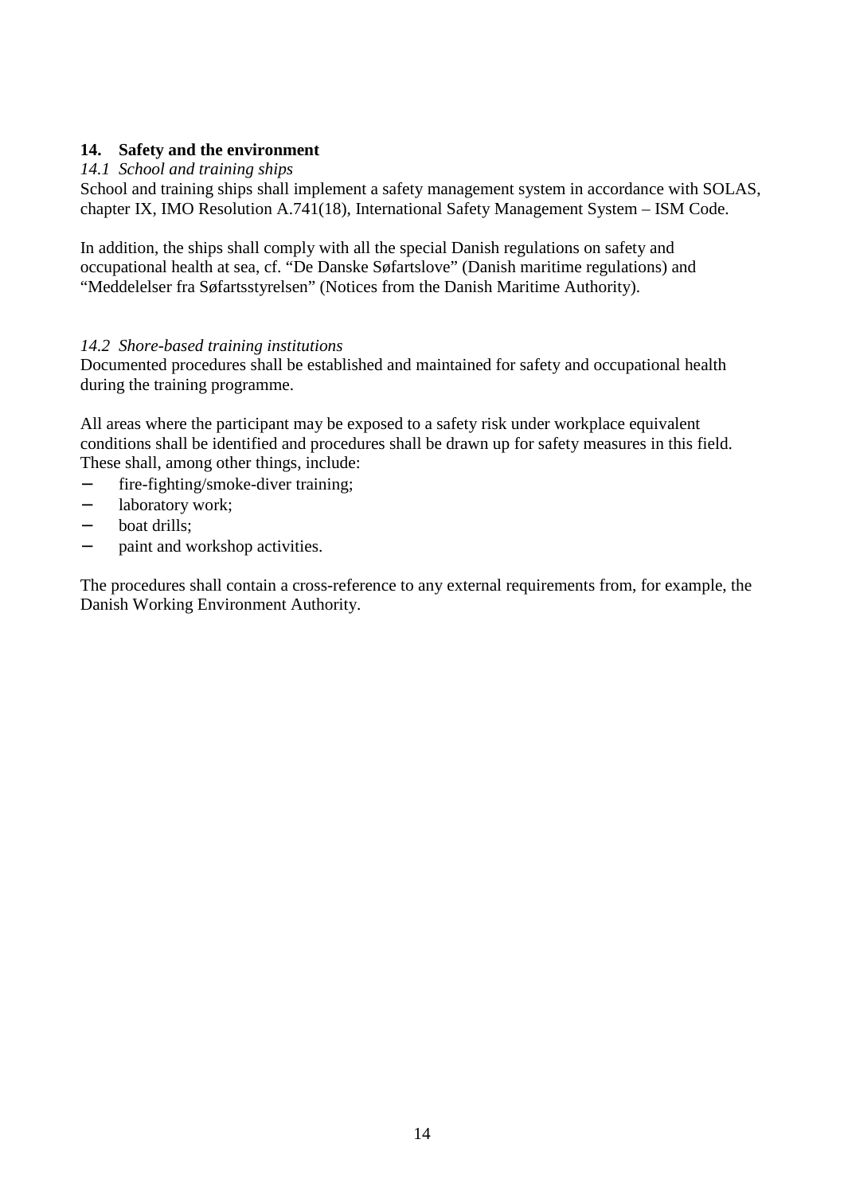## 14. Safety and the environment

### *14.1 School and training ships*

School and training ships shall implement a safety management system in accordance with SOLAS, chapter IX, IMO Resolution A.741(18), International Safety Management System – ISM Code.

In addition, the ships shall comply with all the special Danish regulations on safety and occupational health at sea, cf. "De Danske Søfartslove" (Danish maritime regulations) and "Meddelelser fra Søfartsstyrelsen" (Notices from the Danish Maritime Authority).

### *14.2 Shore-based training institutions*

Documented procedures shall be established and maintained for safety and occupational health during the training programme.

All areas where the participant may be exposed to a safety risk under workplace equivalent conditions shall be identified and procedures shall be drawn up for safety measures in this field. These shall, among other things, include:

- fire-fighting/smoke-diver training;
- laboratory work;
- boat drills;
- paint and workshop activities.

The procedures shall contain a cross-reference to any external requirements from, for example, the Danish Working Environment Authority.